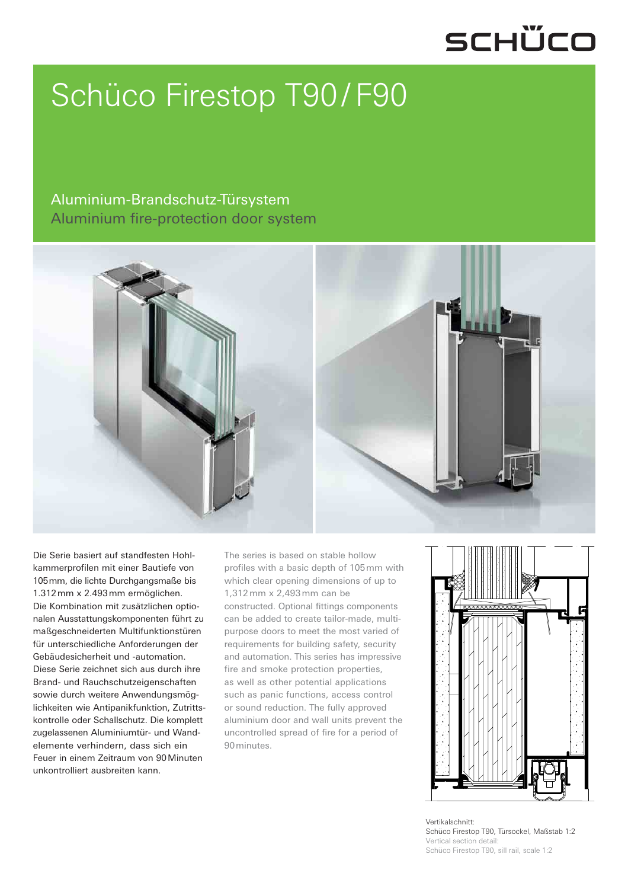# Schüco Firestop T90 / F90

## Aluminium-Brandschutz-Türsystem
## Aluminium fire-protection door system

Die Serie basiert auf standfesten Hohlkammerprofilen mit einer Bautiefe von 105 mm, die lichte Durchgangsmaße bis 1.312 mm x 2.493 mm ermöglichen. Die Kombination mit zusätzlichen optionalen Ausstattungskomponenten führt zu maßgeschneiderten Multifunktionstüren für unterschiedliche Anforderungen der Gebäudesicherheit und -automation. Diese Serie zeichnet sich aus durch ihre Brand- und Rauchschutzeigenschaften sowie durch weitere Anwendungsmöglichkeiten wie Antipanikfunktion, Zutrittskontrolle oder Schallschutz. Die komplett zugelassenen Aluminiumtür- und Wandelemente verhindern, dass sich ein Feuer in einem Zeitraum von 90 Minuten unkontrolliert ausbreiten kann.

The series is based on stable hollow profiles with a basic depth of 105 mm with which clear opening dimensions of up to 1,312 mm x 2,493 mm can be constructed. Optional fittings components can be added to create tailor-made, multi-purpose doors to meet the most varied of requirements for building safety, security and automation. This series has impressive fire and smoke protection properties, as well as other potential applications such as panic functions, access control or sound reduction. The fully approved aluminium door and wall units prevent the uncontrolled spread of fire for a period of 90 minutes.

Vertikalschnitt:
Schüco Firestop T90, Türsockel, Maßstab 1:2
Vertical section detail:
Schüco Firestop T90, sill rail, scale 1:2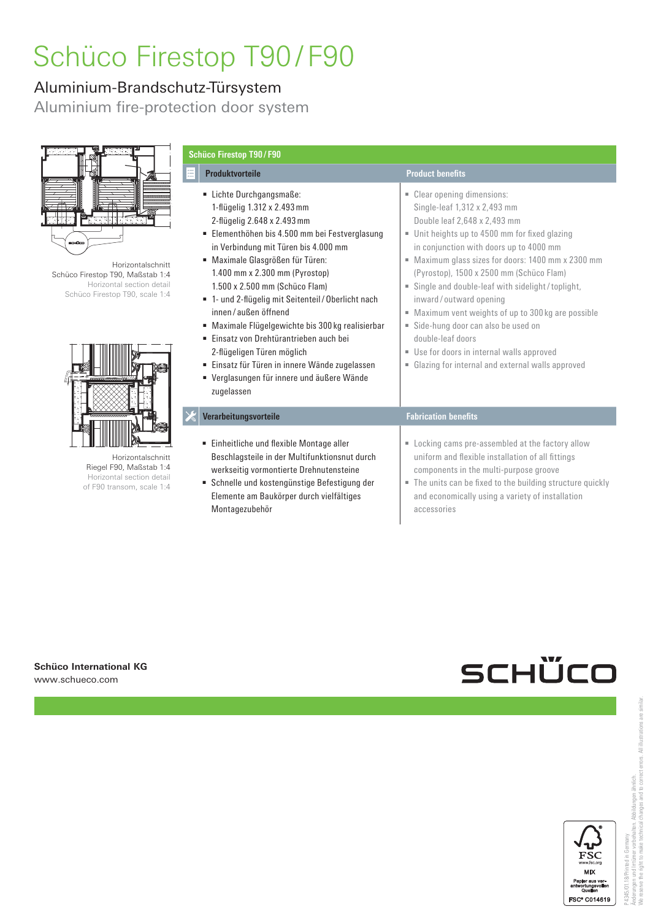# Schüco Firestop T90/F90

## Aluminium-Brandschutz-Türsystem

## Aluminium fire-protection door system

Horizontalschnitt
Schüco Firestop T90, Maßstab 1:4
Horizontal section detail
Schüco Firestop T90, scale 1:4

Horizontalschnitt
Riegel F90, Maßstab 1:4
Horizontal section detail
of F90 transom, scale 1:4

**Schüco Firestop T90/F90**

| Produktvorteile | Product benefits |
|---|---|
| ▪ Lichte Durchgangsmaße: 1-flügelig 1.312 x 2.493 mm 2-flügelig 2.648 x 2.493 mm<br>▪ Elementhöhen bis 4.500 mm bei Festverglasung in Verbindung mit Türen bis 4.000 mm<br>▪ Maximale Glasgrößen für Türen: 1.400 mm x 2.300 mm (Pyrostop) 1.500 x 2.500 mm (Schüco Flam)<br>▪ 1- und 2-flügelig mit Seitenteil/Oberlicht nach innen/außen öffnend<br>▪ Maximale Flügelgewichte bis 300 kg realisierbar<br>▪ Einsatz von Drehtürantrieben auch bei 2-flügeligen Türen möglich<br>▪ Einsatz für Türen in innere Wände zugelassen<br>▪ Verglasungen für innere und äußere Wände zugelassen | ▪ Clear opening dimensions: Single-leaf 1,312 x 2,493 mm Double leaf 2,648 x 2,493 mm<br>▪ Unit heights up to 4500 mm for fixed glazing in conjunction with doors up to 4000 mm<br>▪ Maximum glass sizes for doors: 1400 mm x 2300 mm (Pyrostop), 1500 x 2500 mm (Schüco Flam)<br>▪ Single and double-leaf with sidelight/toplight, inward/outward opening<br>▪ Maximum vent weights of up to 300 kg are possible<br>▪ Side-hung door can also be used on double-leaf doors<br>▪ Use for doors in internal walls approved<br>▪ Glazing for internal and external walls approved |

| Verarbeitungsvorteile | Fabrication benefits |
|---|---|
| ▪ Einheitliche und flexible Montage aller Beschlagsteile in der Multifunktionsnut durch werkseitig vormontierte Drehnutensteine<br>▪ Schnelle und kostengünstige Befestigung der Elemente am Baukörper durch vielfältiges Montagezubehör | ▪ Locking cams pre-assembled at the factory allow uniform and flexible installation of all fittings components in the multi-purpose groove<br>▪ The units can be fixed to the building structure quickly and economically using a variety of installation accessories |

**Schüco International KG**
www.schueco.com

P 4345/01.18/Printed in Germany.
Änderungen und Irrtümer vorbehalten. Abbildungen ähnlich.
We reserve the right to make technical changes and to correct errors. All illustrations are similar.

FSC
www.fsc.org
MIX
Papier aus verantwortungsvollen Quellen
FSC® C014619